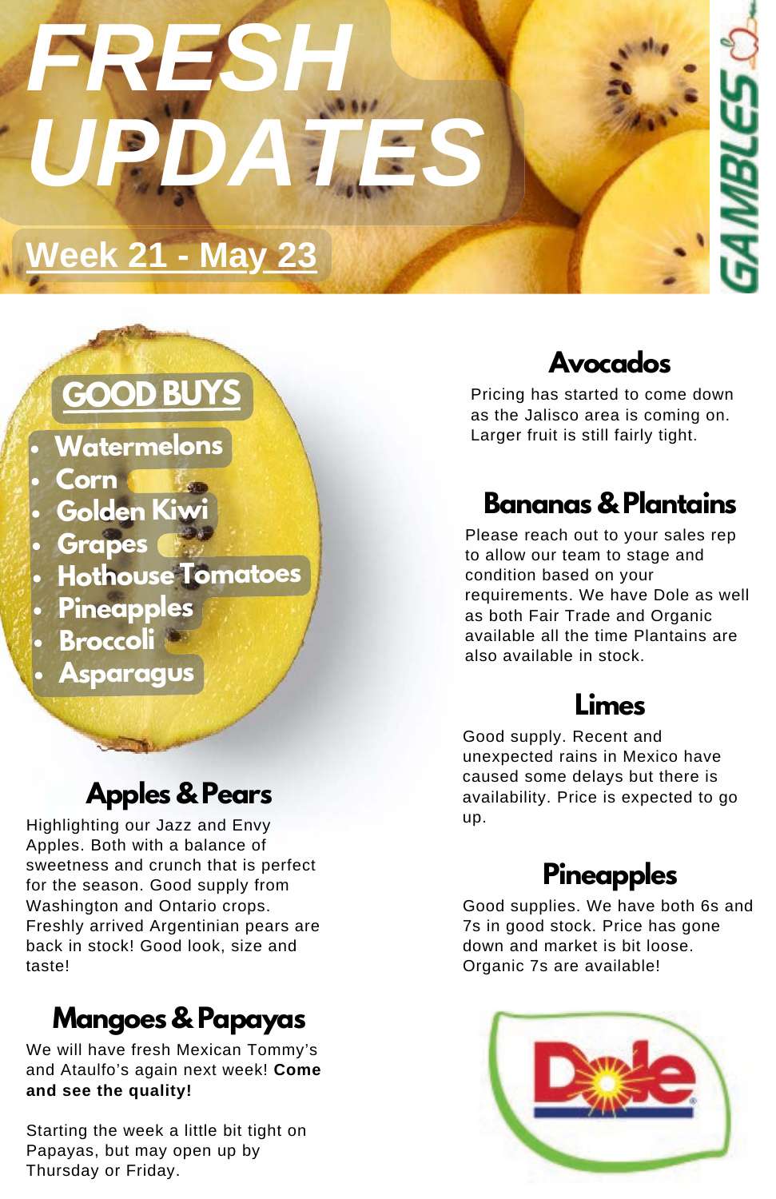# FRESH UPDATES

GAMBLES

## Week 21 - May 23

## GOOD BUYS

- Watermelons
- Corn
- Golden Kiwi
- Grapes
- Hothouse Tomatoes
- Pineapples
- Broccoli
- Asparagus

## Apples & Pears

Highlighting our Jazz and Envy Apples. Both with a balance of sweetness and crunch that is perfect for the season. Good supply from Washington and Ontario crops. Freshly arrived Argentinian pears are back in stock! Good look, size and taste!

## Mangoes & Papayas

We will have fresh Mexican Tommy's and Ataulfo's again next week! **Come and see the quality!**

Starting the week a little bit tight on Papayas, but may open up by Thursday or Friday.

## Avocados

Pricing has started to come down as the Jalisco area is coming on. Larger fruit is still fairly tight.

## Bananas & Plantains

Please reach out to your sales rep to allow our team to stage and condition based on your requirements. We have Dole as well as both Fair Trade and Organic available all the time Plantains are also available in stock.

## Limes

Good supply. Recent and unexpected rains in Mexico have caused some delays but there is availability. Price is expected to go up.

## Pineapples

Good supplies. We have both 6s and 7s in good stock. Price has gone down and market is bit loose. Organic 7s are available!

Dole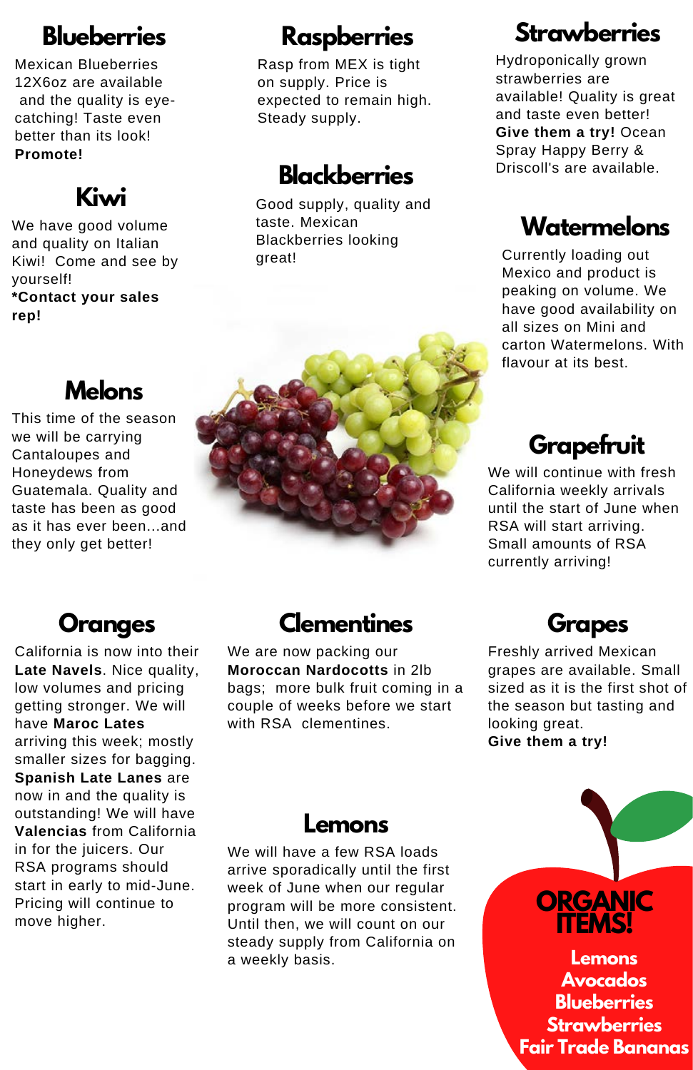## Blueberries

Mexican Blueberries 12X6oz are available and the quality is eye-catching! Taste even better than its look! **Promote!**

## Kiwi

We have good volume and quality on Italian Kiwi! Come and see by yourself! **\*Contact your sales rep!**

## Melons

This time of the season we will be carrying Cantaloupes and Honeydews from Guatemala. Quality and taste has been as good as it has ever been...and they only get better!

## Raspberries

Rasp from MEX is tight on supply. Price is expected to remain high. Steady supply.

## Blackberries

Good supply, quality and taste. Mexican Blackberries looking great!

## Strawberries

Hydroponically grown strawberries are available! Quality is great and taste even better! **Give them a try!** Ocean Spray Happy Berry & Driscoll's are available.

## Watermelons

Currently loading out Mexico and product is peaking on volume. We have good availability on all sizes on Mini and carton Watermelons. With flavour at its best.

## Grapefruit

We will continue with fresh California weekly arrivals until the start of June when RSA will start arriving. Small amounts of RSA currently arriving!

## Oranges

California is now into their **Late Navels**. Nice quality, low volumes and pricing getting stronger. We will have **Maroc Lates** arriving this week; mostly smaller sizes for bagging. **Spanish Late Lanes** are now in and the quality is outstanding! We will have **Valencias** from California in for the juicers. Our RSA programs should start in early to mid-June. Pricing will continue to move higher.

## Clementines

We are now packing our **Moroccan Nardocotts** in 2lb bags; more bulk fruit coming in a couple of weeks before we start with RSA clementines.

## Lemons

We will have a few RSA loads arrive sporadically until the first week of June when our regular program will be more consistent. Until then, we will count on our steady supply from California on a weekly basis.

## Grapes

Freshly arrived Mexican grapes are available. Small sized as it is the first shot of the season but tasting and looking great.
**Give them a try!**

## ORGANIC ITEMS!

- Lemons
- Avocados
- Blueberries
- Strawberries
- Fair Trade Bananas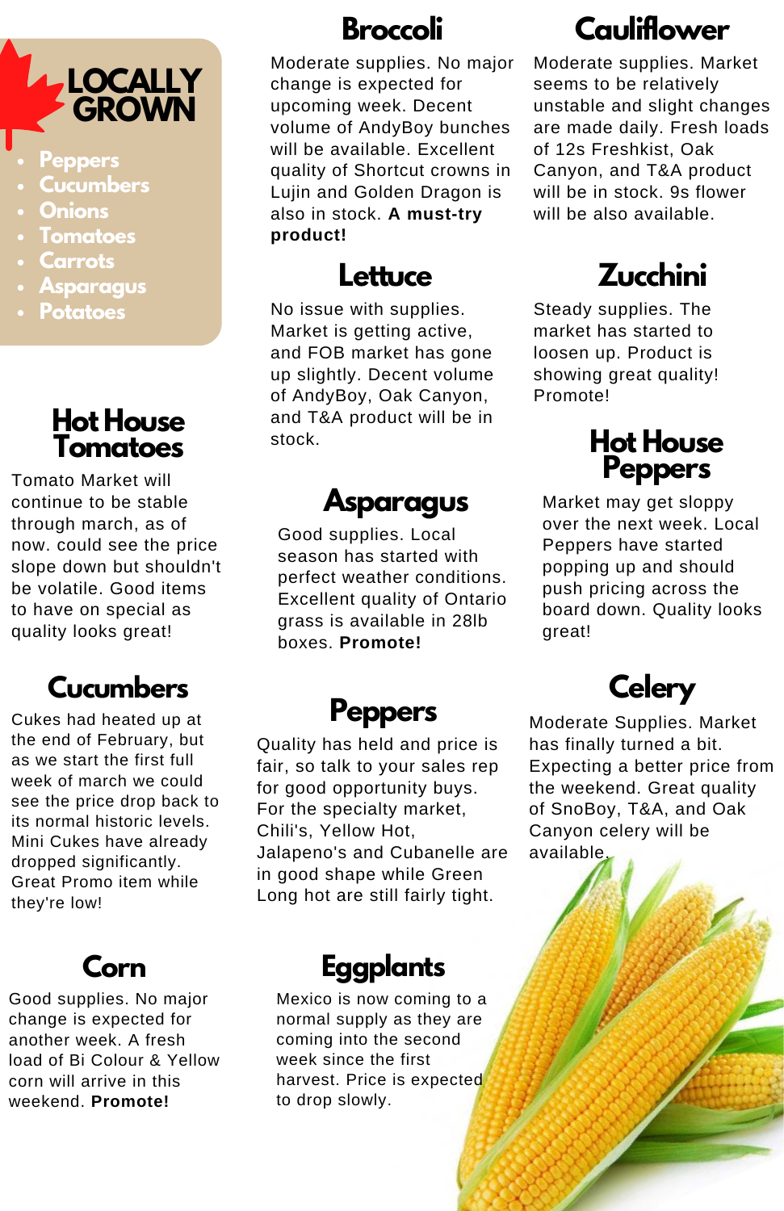# LOCALLY GROWN

- Peppers
- Cucumbers
- Onions
- Tomatoes
- Carrots
- Asparagus
- Potatoes

## Broccoli

Moderate supplies. No major change is expected for upcoming week. Decent volume of AndyBoy bunches will be available. Excellent quality of Shortcut crowns in Lujin and Golden Dragon is also in stock. **A must-try product!**

## Cauliflower

Moderate supplies. Market seems to be relatively unstable and slight changes are made daily. Fresh loads of 12s Freshkist, Oak Canyon, and T&A product will be in stock. 9s flower will be also available.

## Lettuce

No issue with supplies. Market is getting active, and FOB market has gone up slightly. Decent volume of AndyBoy, Oak Canyon, and T&A product will be in stock.

## Zucchini

Steady supplies. The market has started to loosen up. Product is showing great quality! Promote!

## Hot House Tomatoes

Tomato Market will continue to be stable through march, as of now. could see the price slope down but shouldn't be volatile. Good items to have on special as quality looks great!

## Asparagus

Good supplies. Local season has started with perfect weather conditions. Excellent quality of Ontario grass is available in 28lb boxes. **Promote!**

## Hot House Peppers

Market may get sloppy over the next week. Local Peppers have started popping up and should push pricing across the board down. Quality looks great!

## Cucumbers

Cukes had heated up at the end of February, but as we start the first full week of march we could see the price drop back to its normal historic levels. Mini Cukes have already dropped significantly. Great Promo item while they're low!

## Peppers

Quality has held and price is fair, so talk to your sales rep for good opportunity buys. For the specialty market, Chili's, Yellow Hot, Jalapeno's and Cubanelle are in good shape while Green Long hot are still fairly tight.

## Celery

Moderate Supplies. Market has finally turned a bit. Expecting a better price from the weekend. Great quality of SnoBoy, T&A, and Oak Canyon celery will be available.

## Corn

Good supplies. No major change is expected for another week. A fresh load of Bi Colour & Yellow corn will arrive in this weekend. **Promote!**

## Eggplants

Mexico is now coming to a normal supply as they are coming into the second week since the first harvest. Price is expected to drop slowly.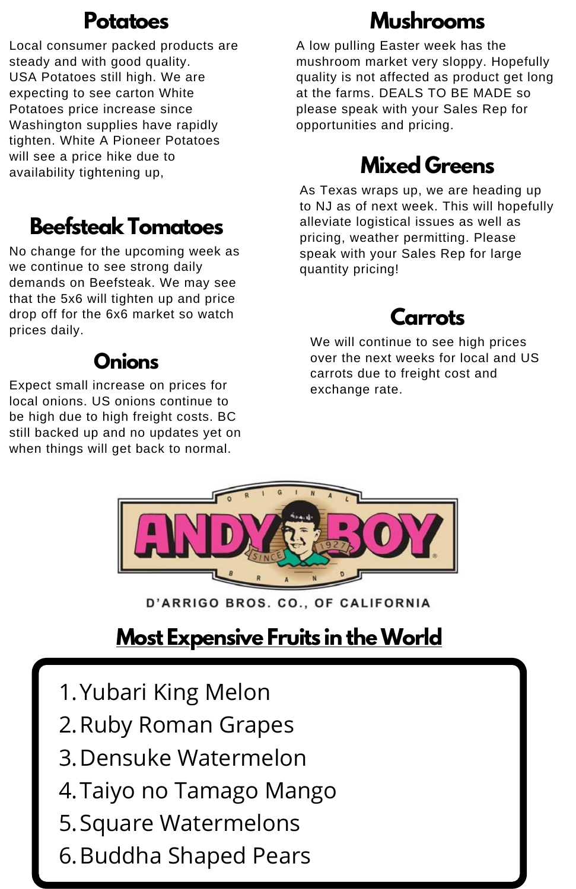## Potatoes

Local consumer packed products are steady and with good quality. USA Potatoes still high. We are expecting to see carton White Potatoes price increase since Washington supplies have rapidly tighten. White A Pioneer Potatoes will see a price hike due to availability tightening up,

## Beefsteak Tomatoes

No change for the upcoming week as we continue to see strong daily demands on Beefsteak. We may see that the 5x6 will tighten up and price drop off for the 6x6 market so watch prices daily.

## Onions

Expect small increase on prices for local onions. US onions continue to be high due to high freight costs. BC still backed up and no updates yet on when things will get back to normal.

## Mushrooms

A low pulling Easter week has the mushroom market very sloppy. Hopefully quality is not affected as product get long at the farms. DEALS TO BE MADE so please speak with your Sales Rep for opportunities and pricing.

## Mixed Greens

As Texas wraps up, we are heading up to NJ as of next week. This will hopefully alleviate logistical issues as well as pricing, weather permitting. Please speak with your Sales Rep for large quantity pricing!

## Carrots

We will continue to see high prices over the next weeks for local and US carrots due to freight cost and exchange rate.

ORIGINAL ANDY BOY BRAND SINCE 1927

D'ARRIGO BROS. CO., OF CALIFORNIA

## Most Expensive Fruits in the World

1. Yubari King Melon
2. Ruby Roman Grapes
3. Densuke Watermelon
4. Taiyo no Tamago Mango
5. Square Watermelons
6. Buddha Shaped Pears